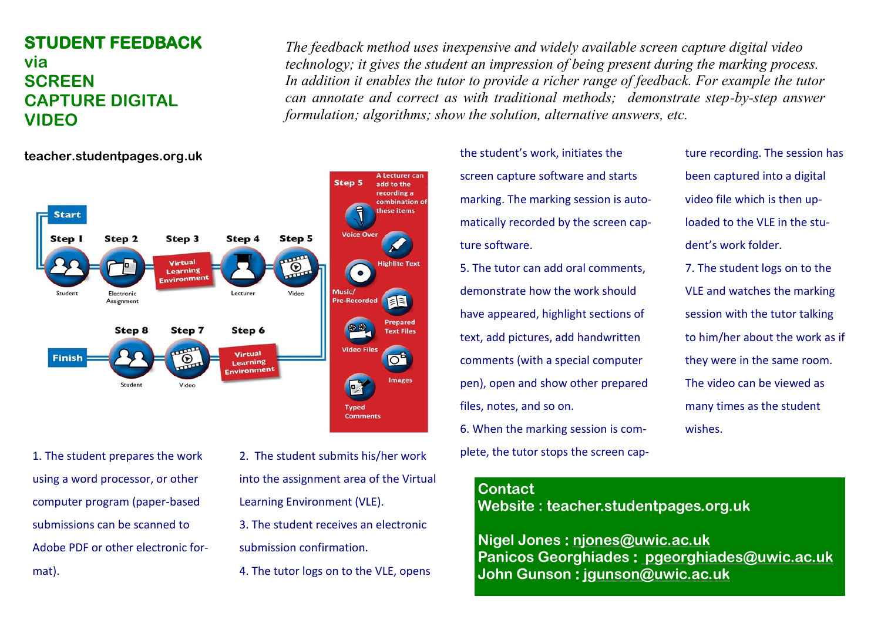# STUDENT FEEDBACK via SCREEN CAPTURE DIGITAL VIDEO

*The feedback method uses inexpensive and widely available screen capture digital video technology; it gives the student an impression of being present during the marking process. In addition it enables the tutor to provide a richer range of feedback. For example the tutor can annotate and correct as with traditional methods; demonstrate step-by-step answer formulation; algorithms; show the solution, alternative answers, etc.*

**teacher.studentpages.org.uk**

Start → Step 1 Student → Step 2 Electronic Assignment → Step 3 Virtual Learning Environment → Step 4 Lecturer → Step 5 Video → Step 6 Virtual Learning Environment → Step 7 Video → Step 8 Student → Finish

Step 5 — A Lecturer can add to the recording a combination of these items: Voice Over, Highlite Text, Music/Pre-Recorded, Prepared Text Files, Video Files, Images, Typed Comments

1. The student prepares the work using a word processor, or other computer program (paper-based submissions can be scanned to Adobe PDF or other electronic format).

2. The student submits his/her work into the assignment area of the Virtual Learning Environment (VLE).

3. The student receives an electronic submission confirmation.

4. The tutor logs on to the VLE, opens the student's work, initiates the screen capture software and starts marking. The marking session is automatically recorded by the screen capture software.

5. The tutor can add oral comments, demonstrate how the work should have appeared, highlight sections of text, add pictures, add handwritten comments (with a special computer pen), open and show other prepared files, notes, and so on.

6. When the marking session is complete, the tutor stops the screen capture recording. The session has been captured into a digital video file which is then uploaded to the VLE in the student's work folder.

7. The student logs on to the VLE and watches the marking session with the tutor talking to him/her about the work as if they were in the same room. The video can be viewed as many times as the student wishes.

**Contact**
**Website : teacher.studentpages.org.uk**

**Nigel Jones : njones@uwic.ac.uk**
**Panicos Georghiades : pgeorghiades@uwic.ac.uk**
**John Gunson : jgunson@uwic.ac.uk**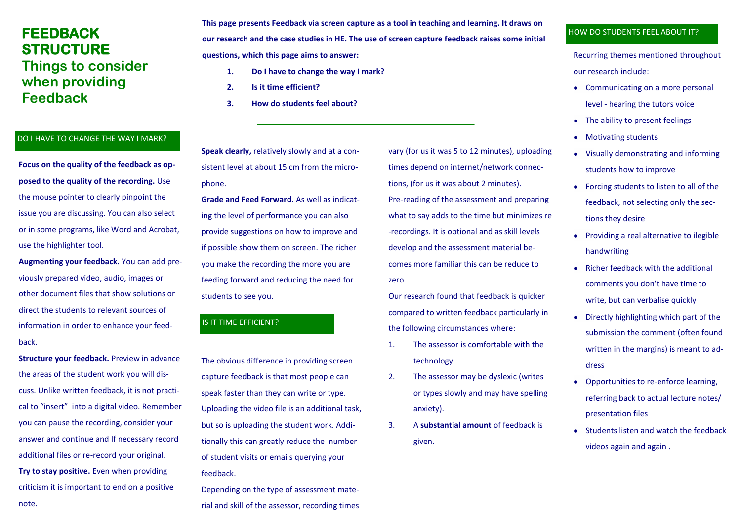# FEEDBACK STRUCTURE

## Things to consider when providing Feedback

**This page presents Feedback via screen capture as a tool in teaching and learning. It draws on our research and the case studies in HE. The use of screen capture feedback raises some initial questions, which this page aims to answer:**

1. **Do I have to change the way I mark?**
2. **Is it time efficient?**
3. **How do students feel about?**

### DO I HAVE TO CHANGE THE WAY I MARK?

**Focus on the quality of the feedback as opposed to the quality of the recording.** Use the mouse pointer to clearly pinpoint the issue you are discussing. You can also select or in some programs, like Word and Acrobat, use the highlighter tool.

**Augmenting your feedback.** You can add previously prepared video, audio, images or other document files that show solutions or direct the students to relevant sources of information in order to enhance your feedback.

**Structure your feedback.** Preview in advance the areas of the student work you will discuss. Unlike written feedback, it is not practical to "insert" into a digital video. Remember you can pause the recording, consider your answer and continue and If necessary record additional files or re-record your original.

**Try to stay positive.** Even when providing criticism it is important to end on a positive note.

**Speak clearly,** relatively slowly and at a consistent level at about 15 cm from the microphone.

**Grade and Feed Forward.** As well as indicating the level of performance you can also provide suggestions on how to improve and if possible show them on screen. The richer you make the recording the more you are feeding forward and reducing the need for students to see you.

### IS IT TIME EFFICIENT?

The obvious difference in providing screen capture feedback is that most people can speak faster than they can write or type. Uploading the video file is an additional task, but so is uploading the student work. Additionally this can greatly reduce the number of student visits or emails querying your feedback.

Depending on the type of assessment material and skill of the assessor, recording times vary (for us it was 5 to 12 minutes), uploading times depend on internet/network connections, (for us it was about 2 minutes). Pre-reading of the assessment and preparing what to say adds to the time but minimizes re-recordings. It is optional and as skill levels develop and the assessment material becomes more familiar this can be reduce to zero.

Our research found that feedback is quicker compared to written feedback particularly in the following circumstances where:

1. The assessor is comfortable with the technology.
2. The assessor may be dyslexic (writes or types slowly and may have spelling anxiety).
3. A **substantial amount** of feedback is given.

### HOW DO STUDENTS FEEL ABOUT IT?

Recurring themes mentioned throughout our research include:

- Communicating on a more personal level - hearing the tutors voice
- The ability to present feelings
- Motivating students
- Visually demonstrating and informing students how to improve
- Forcing students to listen to all of the feedback, not selecting only the sections they desire
- Providing a real alternative to ilegible handwriting
- Richer feedback with the additional comments you don't have time to write, but can verbalise quickly
- Directly highlighting which part of the submission the comment (often found written in the margins) is meant to address
- Opportunities to re-enforce learning, referring back to actual lecture notes/ presentation files
- Students listen and watch the feedback videos again and again .